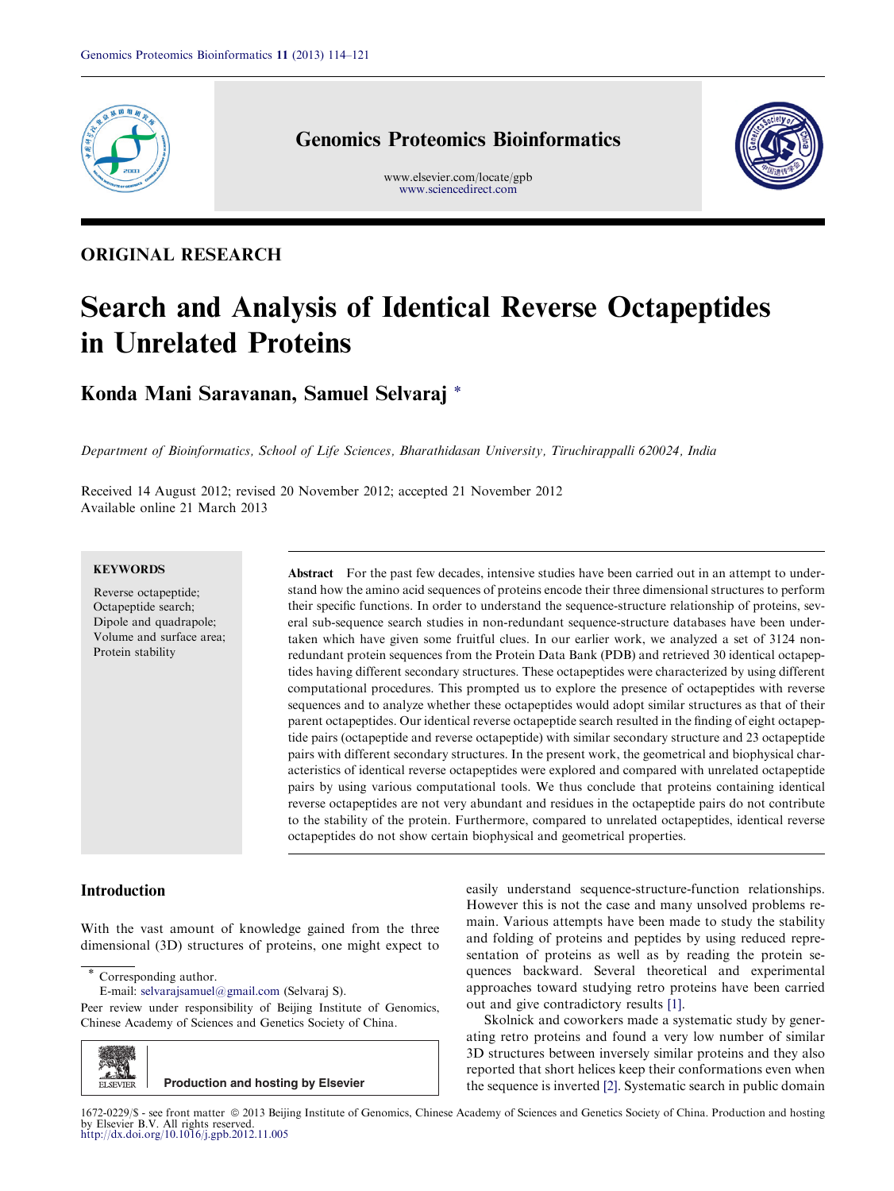ORIGINAL RESEARCH

# Search and Analysis of Identical Reverse Octapeptides in Unrelated Proteins

**Konda Mani Saravanan, Samuel Selvaraj** *

*Department of Bioinformatics, School of Life Sciences, Bharathidasan University, Tiruchirappalli 620024, India*

Received 14 August 2012; revised 20 November 2012; accepted 21 November 2012
Available online 21 March 2013

**KEYWORDS**

Reverse octapeptide;
Octapeptide search;
Dipole and quadrapole;
Volume and surface area;
Protein stability

**Abstract** For the past few decades, intensive studies have been carried out in an attempt to understand how the amino acid sequences of proteins encode their three dimensional structures to perform their specific functions. In order to understand the sequence-structure relationship of proteins, several sub-sequence search studies in non-redundant sequence-structure databases have been undertaken which have given some fruitful clues. In our earlier work, we analyzed a set of 3124 non-redundant protein sequences from the Protein Data Bank (PDB) and retrieved 30 identical octapeptides having different secondary structures. These octapeptides were characterized by using different computational procedures. This prompted us to explore the presence of octapeptides with reverse sequences and to analyze whether these octapeptides would adopt similar structures as that of their parent octapeptides. Our identical reverse octapeptide search resulted in the finding of eight octapeptide pairs (octapeptide and reverse octapeptide) with similar secondary structure and 23 octapeptide pairs with different secondary structures. In the present work, the geometrical and biophysical characteristics of identical reverse octapeptides were explored and compared with unrelated octapeptide pairs by using various computational tools. We thus conclude that proteins containing identical reverse octapeptides are not very abundant and residues in the octapeptide pairs do not contribute to the stability of the protein. Furthermore, compared to unrelated octapeptides, identical reverse octapeptides do not show certain biophysical and geometrical properties.

## Introduction

With the vast amount of knowledge gained from the three dimensional (3D) structures of proteins, one might expect to easily understand sequence-structure-function relationships. However this is not the case and many unsolved problems remain. Various attempts have been made to study the stability and folding of proteins and peptides by using reduced representation of proteins as well as by reading the protein sequences backward. Several theoretical and experimental approaches toward studying retro proteins have been carried out and give contradictory results [1].

Skolnick and coworkers made a systematic study by generating retro proteins and found a very low number of similar 3D structures between inversely similar proteins and they also reported that short helices keep their conformations even when the sequence is inverted [2]. Systematic search in public domain

* Corresponding author.
E-mail: selvarajsamuel@gmail.com (Selvaraj S).

Peer review under responsibility of Beijing Institute of Genomics, Chinese Academy of Sciences and Genetics Society of China.

Production and hosting by Elsevier

1672-0229/$ - see front matter © 2013 Beijing Institute of Genomics, Chinese Academy of Sciences and Genetics Society of China. Production and hosting by Elsevier B.V. All rights reserved.
http://dx.doi.org/10.1016/j.gpb.2012.11.005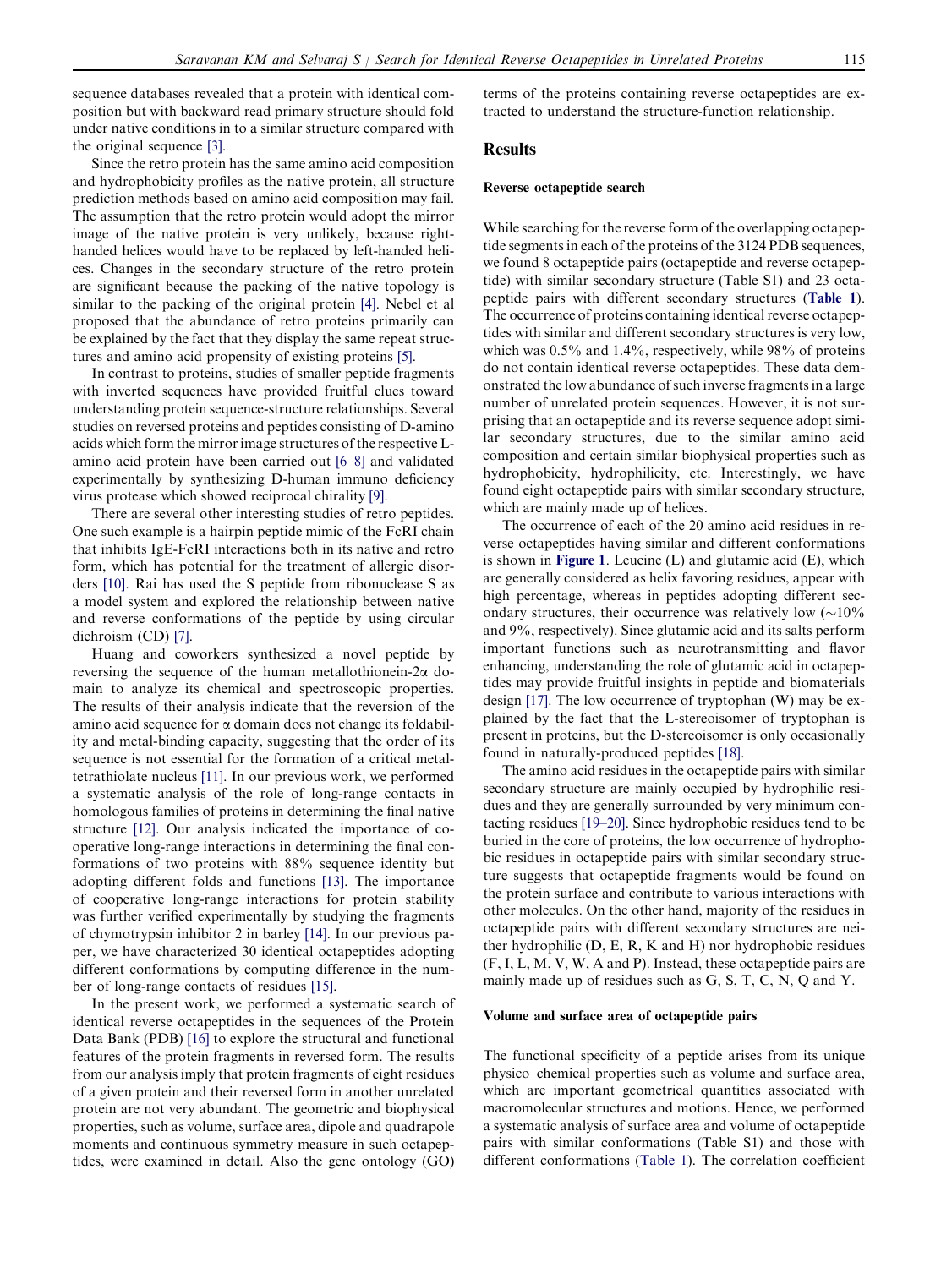sequence databases revealed that a protein with identical composition but with backward read primary structure should fold under native conditions in to a similar structure compared with the original sequence [3].

Since the retro protein has the same amino acid composition and hydrophobicity profiles as the native protein, all structure prediction methods based on amino acid composition may fail. The assumption that the retro protein would adopt the mirror image of the native protein is very unlikely, because right-handed helices would have to be replaced by left-handed helices. Changes in the secondary structure of the retro protein are significant because the packing of the native topology is similar to the packing of the original protein [4]. Nebel et al proposed that the abundance of retro proteins primarily can be explained by the fact that they display the same repeat structures and amino acid propensity of existing proteins [5].

In contrast to proteins, studies of smaller peptide fragments with inverted sequences have provided fruitful clues toward understanding protein sequence-structure relationships. Several studies on reversed proteins and peptides consisting of D-amino acids which form the mirror image structures of the respective L-amino acid protein have been carried out [6–8] and validated experimentally by synthesizing D-human immuno deficiency virus protease which showed reciprocal chirality [9].

There are several other interesting studies of retro peptides. One such example is a hairpin peptide mimic of the FcRI chain that inhibits IgE-FcRI interactions both in its native and retro form, which has potential for the treatment of allergic disorders [10]. Rai has used the S peptide from ribonuclease S as a model system and explored the relationship between native and reverse conformations of the peptide by using circular dichroism (CD) [7].

Huang and coworkers synthesized a novel peptide by reversing the sequence of the human metallothionein-2$\alpha$ domain to analyze its chemical and spectroscopic properties. The results of their analysis indicate that the reversion of the amino acid sequence for $\alpha$ domain does not change its foldability and metal-binding capacity, suggesting that the order of its sequence is not essential for the formation of a critical metal-tetrathiolate nucleus [11]. In our previous work, we performed a systematic analysis of the role of long-range contacts in homologous families of proteins in determining the final native structure [12]. Our analysis indicated the importance of cooperative long-range interactions in determining the final conformations of two proteins with 88% sequence identity but adopting different folds and functions [13]. The importance of cooperative long-range interactions for protein stability was further verified experimentally by studying the fragments of chymotrypsin inhibitor 2 in barley [14]. In our previous paper, we have characterized 30 identical octapeptides adopting different conformations by computing difference in the number of long-range contacts of residues [15].

In the present work, we performed a systematic search of identical reverse octapeptides in the sequences of the Protein Data Bank (PDB) [16] to explore the structural and functional features of the protein fragments in reversed form. The results from our analysis imply that protein fragments of eight residues of a given protein and their reversed form in another unrelated protein are not very abundant. The geometric and biophysical properties, such as volume, surface area, dipole and quadrapole moments and continuous symmetry measure in such octapeptides, were examined in detail. Also the gene ontology (GO) terms of the proteins containing reverse octapeptides are extracted to understand the structure-function relationship.

## Results

### Reverse octapeptide search

While searching for the reverse form of the overlapping octapeptide segments in each of the proteins of the 3124 PDB sequences, we found 8 octapeptide pairs (octapeptide and reverse octapeptide) with similar secondary structure (Table S1) and 23 octapeptide pairs with different secondary structures (**Table 1**). The occurrence of proteins containing identical reverse octapeptides with similar and different secondary structures is very low, which was 0.5% and 1.4%, respectively, while 98% of proteins do not contain identical reverse octapeptides. These data demonstrated the low abundance of such inverse fragments in a large number of unrelated protein sequences. However, it is not surprising that an octapeptide and its reverse sequence adopt similar secondary structures, due to the similar amino acid composition and certain similar biophysical properties such as hydrophobicity, hydrophilicity, etc. Interestingly, we have found eight octapeptide pairs with similar secondary structure, which are mainly made up of helices.

The occurrence of each of the 20 amino acid residues in reverse octapeptides having similar and different conformations is shown in **Figure 1**. Leucine (L) and glutamic acid (E), which are generally considered as helix favoring residues, appear with high percentage, whereas in peptides adopting different secondary structures, their occurrence was relatively low (~10% and 9%, respectively). Since glutamic acid and its salts perform important functions such as neurotransmitting and flavor enhancing, understanding the role of glutamic acid in octapeptides may provide fruitful insights in peptide and biomaterials design [17]. The low occurrence of tryptophan (W) may be explained by the fact that the L-stereoisomer of tryptophan is present in proteins, but the D-stereoisomer is only occasionally found in naturally-produced peptides [18].

The amino acid residues in the octapeptide pairs with similar secondary structure are mainly occupied by hydrophilic residues and they are generally surrounded by very minimum contacting residues [19–20]. Since hydrophobic residues tend to be buried in the core of proteins, the low occurrence of hydrophobic residues in octapeptide pairs with similar secondary structure suggests that octapeptide fragments would be found on the protein surface and contribute to various interactions with other molecules. On the other hand, majority of the residues in octapeptide pairs with different secondary structures are neither hydrophilic (D, E, R, K and H) nor hydrophobic residues (F, I, L, M, V, W, A and P). Instead, these octapeptide pairs are mainly made up of residues such as G, S, T, C, N, Q and Y.

### Volume and surface area of octapeptide pairs

The functional specificity of a peptide arises from its unique physico–chemical properties such as volume and surface area, which are important geometrical quantities associated with macromolecular structures and motions. Hence, we performed a systematic analysis of surface area and volume of octapeptide pairs with similar conformations (Table S1) and those with different conformations (Table 1). The correlation coefficient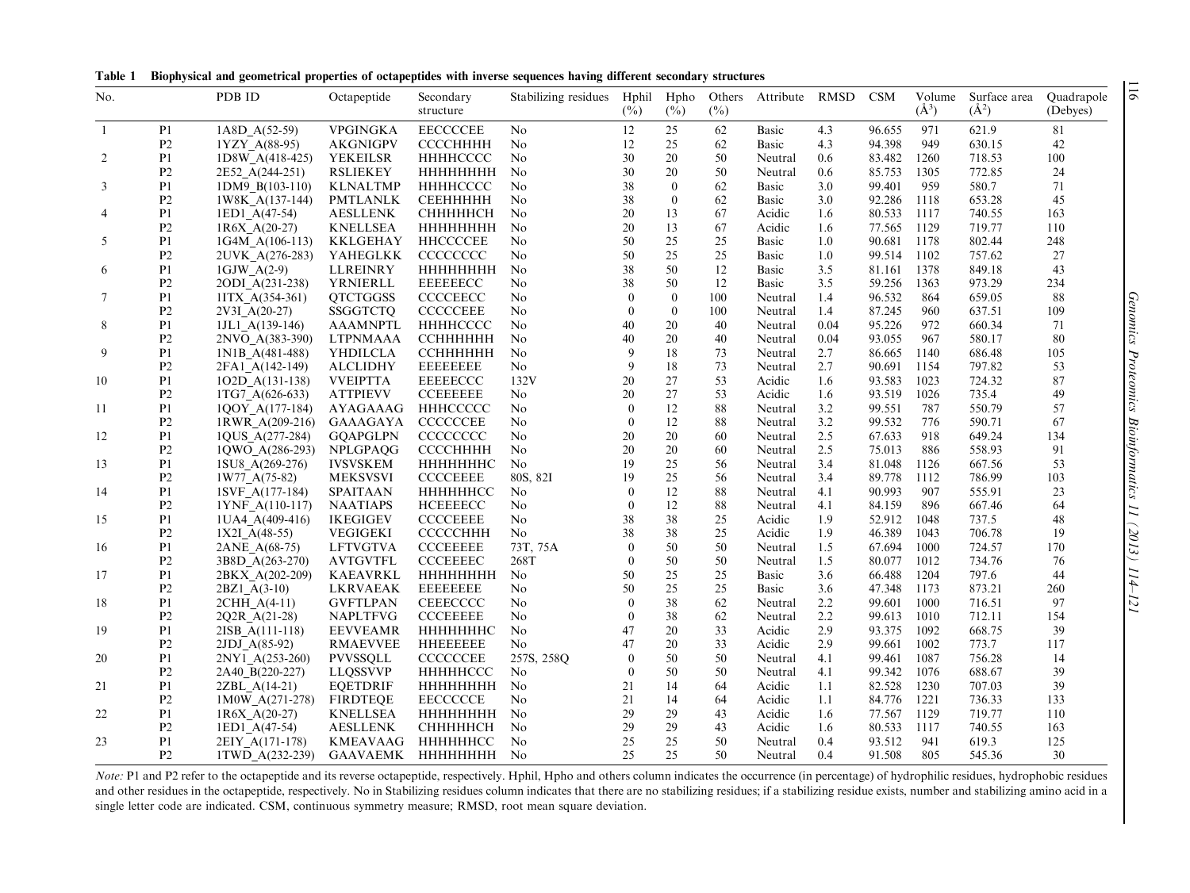**Table 1 Biophysical and geometrical properties of octapeptides with inverse sequences having different secondary structures**

| No. | | PDB ID | Octapeptide | Secondary structure | Stabilizing residues | Hphil (%) | Hpho (%) | Others (%) | Attribute | RMSD | CSM | Volume ($Å^3$) | Surface area ($Å^2$) | Quadrapole (Debyes) |
|---|---|---|---|---|---|---|---|---|---|---|---|---|---|---|
| 1 | P1 | 1A8D_A(52-59) | VPGINGKA | EECCCCEE | No | 12 | 25 | 62 | Basic | 4.3 | 96.655 | 971 | 621.9 | 81 |
| | P2 | 1YZY_A(88-95) | AKGNIGPV | CCCCHHHH | No | 12 | 25 | 62 | Basic | 4.3 | 94.398 | 949 | 630.15 | 42 |
| 2 | P1 | 1D8W_A(418-425) | YEKEILSR | HHHHCCCC | No | 30 | 20 | 50 | Neutral | 0.6 | 83.482 | 1260 | 718.53 | 100 |
| | P2 | 2E52_A(244-251) | RSLIEKEY | HHHHHHHH | No | 30 | 20 | 50 | Neutral | 0.6 | 85.753 | 1305 | 772.85 | 24 |
| 3 | P1 | 1DM9_B(103-110) | KLNALTMP | HHHHCCCC | No | 38 | 0 | 62 | Basic | 3.0 | 99.401 | 959 | 580.7 | 71 |
| | P2 | 1W8K_A(137-144) | PMTLANLK | CEEHHHHH | No | 38 | 0 | 62 | Basic | 3.0 | 92.286 | 1118 | 653.28 | 45 |
| 4 | P1 | 1ED1_A(47-54) | AESLLENK | CHHHHHCH | No | 20 | 13 | 67 | Acidic | 1.6 | 80.533 | 1117 | 740.55 | 163 |
| | P2 | 1R6X_A(20-27) | KNELLSEA | HHHHHHHH | No | 20 | 13 | 67 | Acidic | 1.6 | 77.565 | 1129 | 719.77 | 110 |
| 5 | P1 | 1G4M_A(106-113) | KKLGEHAY | HHCCCCEE | No | 50 | 25 | 25 | Basic | 1.0 | 90.681 | 1178 | 802.44 | 248 |
| | P2 | 2UVK_A(276-283) | YAHEGLKK | CCCCCCCC | No | 50 | 25 | 25 | Basic | 1.0 | 99.514 | 1102 | 757.62 | 27 |
| 6 | P1 | 1GJW_A(2-9) | LLREINRY | HHHHHHHH | No | 38 | 50 | 12 | Basic | 3.5 | 81.161 | 1378 | 849.18 | 43 |
| | P2 | 2ODI_A(231-238) | YRNIERLL | EEEEEECC | No | 38 | 50 | 12 | Basic | 3.5 | 59.256 | 1363 | 973.29 | 234 |
| 7 | P1 | 1ITX_A(354-361) | QTCTGGSS | CCCCEECC | No | 0 | 0 | 100 | Neutral | 1.4 | 96.532 | 864 | 659.05 | 88 |
| | P2 | 2V3I_A(20-27) | SSGGTCTQ | CCCCCEEE | No | 0 | 0 | 100 | Neutral | 1.4 | 87.245 | 960 | 637.51 | 109 |
| 8 | P1 | 1JL1_A(139-146) | AAAMNPTL | HHHHCCCC | No | 40 | 20 | 40 | Neutral | 0.04 | 95.226 | 972 | 660.34 | 71 |
| | P2 | 2NVO_A(383-390) | LTPNMAAA | CCHHHHHH | No | 40 | 20 | 40 | Neutral | 0.04 | 93.055 | 967 | 580.17 | 80 |
| 9 | P1 | 1N1B_A(481-488) | YHDILCLA | CCHHHHHH | No | 9 | 18 | 73 | Neutral | 2.7 | 86.665 | 1140 | 686.48 | 105 |
| | P2 | 2FA1_A(142-149) | ALCLIDHY | EEEEEEEE | No | 9 | 18 | 73 | Neutral | 2.7 | 90.691 | 1154 | 797.82 | 53 |
| 10 | P1 | 1O2D_A(131-138) | VVEIPTTA | EEEEECCC | 132V | 20 | 27 | 53 | Acidic | 1.6 | 93.583 | 1023 | 724.32 | 87 |
| | P2 | 1TG7_A(626-633) | ATTPIEVV | CCEEEEEE | No | 20 | 27 | 53 | Acidic | 1.6 | 93.519 | 1026 | 735.4 | 49 |
| 11 | P1 | 1QOY_A(177-184) | AYAGAAAG | HHHCCCCC | No | 0 | 12 | 88 | Neutral | 3.2 | 99.551 | 787 | 550.79 | 57 |
| | P2 | 1RWR_A(209-216) | GAAAGAYA | CCCCCCEE | No | 0 | 12 | 88 | Neutral | 3.2 | 99.532 | 776 | 590.71 | 67 |
| 12 | P1 | 1QUS_A(277-284) | GQAPGLPN | CCCCCCCC | No | 20 | 20 | 60 | Neutral | 2.5 | 67.633 | 918 | 649.24 | 134 |
| | P2 | 1QWO_A(286-293) | NPLGPAQG | CCCCHHHH | No | 20 | 20 | 60 | Neutral | 2.5 | 75.013 | 886 | 558.93 | 91 |
| 13 | P1 | 1SU8_A(269-276) | IVSVSKEM | HHHHHHHC | No | 19 | 25 | 56 | Neutral | 3.4 | 81.048 | 1126 | 667.56 | 53 |
| | P2 | 1W77_A(75-82) | MEKSVSVI | CCCCEEEE | 80S, 82I | 19 | 25 | 56 | Neutral | 3.4 | 89.778 | 1112 | 786.99 | 103 |
| 14 | P1 | 1SVF_A(177-184) | SPAITAAN | HHHHHHCC | No | 0 | 12 | 88 | Neutral | 4.1 | 90.993 | 907 | 555.91 | 23 |
| | P2 | 1YNF_A(110-117) | NAATIAPS | HCEEEECC | No | 0 | 12 | 88 | Neutral | 4.1 | 84.159 | 896 | 667.46 | 64 |
| 15 | P1 | 1UA4_A(409-416) | IKEGIGEV | CCCCEEEE | No | 38 | 38 | 25 | Acidic | 1.9 | 52.912 | 1048 | 737.5 | 48 |
| | P2 | 1X2I_A(48-55) | VEGIGEKI | CCCCCHHH | No | 38 | 38 | 25 | Acidic | 1.9 | 46.389 | 1043 | 706.78 | 19 |
| 16 | P1 | 2ANE_A(68-75) | LFTVGTVA | CCCEEEEE | 73T, 75A | 0 | 50 | 50 | Neutral | 1.5 | 67.694 | 1000 | 724.57 | 170 |
| | P2 | 3B8D_A(263-270) | AVTGVTFL | CCCEEEEC | 268T | 0 | 50 | 50 | Neutral | 1.5 | 80.077 | 1012 | 734.76 | 76 |
| 17 | P1 | 2BKX_A(202-209) | KAEAVRKL | HHHHHHHH | No | 50 | 25 | 25 | Basic | 3.6 | 66.488 | 1204 | 797.6 | 44 |
| | P2 | 2BZ1_A(3-10) | LKRVAEAK | EEEEEEEE | No | 50 | 25 | 25 | Basic | 3.6 | 47.348 | 1173 | 873.21 | 260 |
| 18 | P1 | 2CHH_A(4-11) | GVFTLPAN | CEEECCCC | No | 0 | 38 | 62 | Neutral | 2.2 | 99.601 | 1000 | 716.51 | 97 |
| | P2 | 2Q2R_A(21-28) | NAPLTFVG | CCCEEEEE | No | 0 | 38 | 62 | Neutral | 2.2 | 99.613 | 1010 | 712.11 | 154 |
| 19 | P1 | 2ISB_A(111-118) | EEVVEAMR | HHHHHHHC | No | 47 | 20 | 33 | Acidic | 2.9 | 93.375 | 1092 | 668.75 | 39 |
| | P2 | 2JDJ_A(85-92) | RMAEVVEE | HHEEEEEE | No | 47 | 20 | 33 | Acidic | 2.9 | 99.661 | 1002 | 773.7 | 117 |
| 20 | P1 | 2NY1_A(253-260) | PVVSSQLL | CCCCCCEE | 257S, 258Q | 0 | 50 | 50 | Neutral | 4.1 | 99.461 | 1087 | 756.28 | 14 |
| | P2 | 2A40_B(220-227) | LLQSSVVP | HHHHHCCC | No | 0 | 50 | 50 | Neutral | 4.1 | 99.342 | 1076 | 688.67 | 39 |
| 21 | P1 | 2ZBL_A(14-21) | EQTEDRIF | HHHHHHHH | No | 21 | 14 | 64 | Acidic | 1.1 | 82.528 | 1230 | 707.03 | 39 |
| | P2 | 1M0W_A(271-278) | FIRDTEQE | EECCCCCE | No | 21 | 14 | 64 | Acidic | 1.1 | 84.776 | 1221 | 736.33 | 133 |
| 22 | P1 | 1R6X_A(20-27) | KNELLSEA | HHHHHHHH | No | 29 | 29 | 43 | Acidic | 1.6 | 77.567 | 1129 | 719.77 | 110 |
| | P2 | 1ED1_A(47-54) | AESLLENK | CHHHHHCH | No | 29 | 29 | 43 | Acidic | 1.6 | 80.533 | 1117 | 740.55 | 163 |
| 23 | P1 | 2EIY_A(171-178) | KMEAVAAG | HHHHHHCC | No | 25 | 25 | 50 | Neutral | 0.4 | 93.512 | 941 | 619.3 | 125 |
| | P2 | 1TWD_A(232-239) | GAAVAEMK | HHHHHHHH | No | 25 | 25 | 50 | Neutral | 0.4 | 91.508 | 805 | 545.36 | 30 |

*Note:* P1 and P2 refer to the octapeptide and its reverse octapeptide, respectively. Hphil, Hpho and others column indicates the occurrence (in percentage) of hydrophilic residues, hydrophobic residues and other residues in the octapeptide, respectively. No in Stabilizing residues column indicates that there are no stabilizing residues; if a stabilizing residue exists, number and stabilizing amino acid in a single letter code are indicated. CSM, continuous symmetry measure; RMSD, root mean square deviation.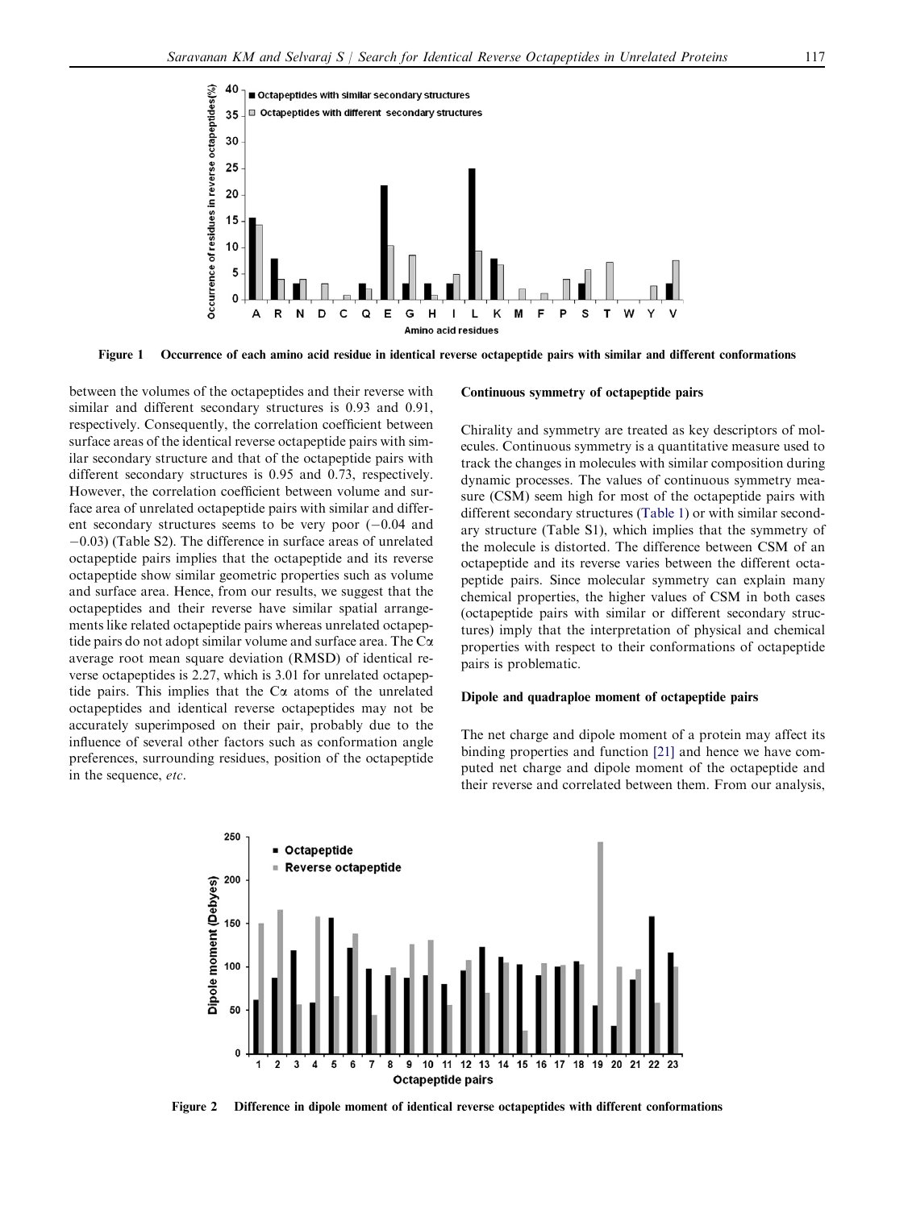Figure 1 Occurrence of each amino acid residue in identical reverse octapeptide pairs with similar and different conformations

between the volumes of the octapeptides and their reverse with similar and different secondary structures is 0.93 and 0.91, respectively. Consequently, the correlation coefficient between surface areas of the identical reverse octapeptide pairs with similar secondary structure and that of the octapeptide pairs with different secondary structures is 0.95 and 0.73, respectively. However, the correlation coefficient between volume and surface area of unrelated octapeptide pairs with similar and different secondary structures seems to be very poor (−0.04 and −0.03) (Table S2). The difference in surface areas of unrelated octapeptide pairs implies that the octapeptide and its reverse octapeptide show similar geometric properties such as volume and surface area. Hence, from our results, we suggest that the octapeptides and their reverse have similar spatial arrangements like related octapeptide pairs whereas unrelated octapeptide pairs do not adopt similar volume and surface area. The Cα average root mean square deviation (RMSD) of identical reverse octapeptides is 2.27, which is 3.01 for unrelated octapeptide pairs. This implies that the Cα atoms of the unrelated octapeptides and identical reverse octapeptides may not be accurately superimposed on their pair, probably due to the influence of several other factors such as conformation angle preferences, surrounding residues, position of the octapeptide in the sequence, *etc*.

### Continuous symmetry of octapeptide pairs

Chirality and symmetry are treated as key descriptors of molecules. Continuous symmetry is a quantitative measure used to track the changes in molecules with similar composition during dynamic processes. The values of continuous symmetry measure (CSM) seem high for most of the octapeptide pairs with different secondary structures (Table 1) or with similar secondary structure (Table S1), which implies that the symmetry of the molecule is distorted. The difference between CSM of an octapeptide and its reverse varies between the different octapeptide pairs. Since molecular symmetry can explain many chemical properties, the higher values of CSM in both cases (octapeptide pairs with similar or different secondary structures) imply that the interpretation of physical and chemical properties with respect to their conformations of octapeptide pairs is problematic.

### Dipole and quadraploe moment of octapeptide pairs

The net charge and dipole moment of a protein may affect its binding properties and function [21] and hence we have computed net charge and dipole moment of the octapeptide and their reverse and correlated between them. From our analysis,

Figure 2 Difference in dipole moment of identical reverse octapeptides with different conformations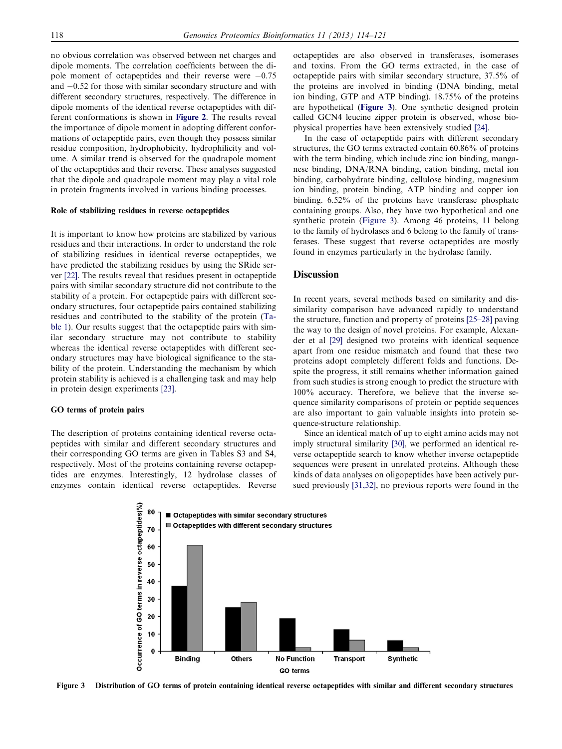no obvious correlation was observed between net charges and dipole moments. The correlation coefficients between the dipole moment of octapeptides and their reverse were −0.75 and −0.52 for those with similar secondary structure and with different secondary structures, respectively. The difference in dipole moments of the identical reverse octapeptides with different conformations is shown in **Figure 2**. The results reveal the importance of dipole moment in adopting different conformations of octapeptide pairs, even though they possess similar residue composition, hydrophobicity, hydrophilicity and volume. A similar trend is observed for the quadrapole moment of the octapeptides and their reverse. These analyses suggested that the dipole and quadrapole moment may play a vital role in protein fragments involved in various binding processes.

### Role of stabilizing residues in reverse octapeptides

It is important to know how proteins are stabilized by various residues and their interactions. In order to understand the role of stabilizing residues in identical reverse octapeptides, we have predicted the stabilizing residues by using the SRide server [22]. The results reveal that residues present in octapeptide pairs with similar secondary structure did not contribute to the stability of a protein. For octapeptide pairs with different secondary structures, four octapeptide pairs contained stabilizing residues and contributed to the stability of the protein (Table 1). Our results suggest that the octapeptide pairs with similar secondary structure may not contribute to stability whereas the identical reverse octapeptides with different secondary structures may have biological significance to the stability of the protein. Understanding the mechanism by which protein stability is achieved is a challenging task and may help in protein design experiments [23].

### GO terms of protein pairs

The description of proteins containing identical reverse octapeptides with similar and different secondary structures and their corresponding GO terms are given in Tables S3 and S4, respectively. Most of the proteins containing reverse octapeptides are enzymes. Interestingly, 12 hydrolase classes of enzymes contain identical reverse octapeptides. Reverse octapeptides are also observed in transferases, isomerases and toxins. From the GO terms extracted, in the case of octapeptide pairs with similar secondary structure, 37.5% of the proteins are involved in binding (DNA binding, metal ion binding, GTP and ATP binding). 18.75% of the proteins are hypothetical (**Figure 3**). One synthetic designed protein called GCN4 leucine zipper protein is observed, whose biophysical properties have been extensively studied [24].

In the case of octapeptide pairs with different secondary structures, the GO terms extracted contain 60.86% of proteins with the term binding, which include zinc ion binding, manganese binding, DNA/RNA binding, cation binding, metal ion binding, carbohydrate binding, cellulose binding, magnesium ion binding, protein binding, ATP binding and copper ion binding. 6.52% of the proteins have transferase phosphate containing groups. Also, they have two hypothetical and one synthetic protein (Figure 3). Among 46 proteins, 11 belong to the family of hydrolases and 6 belong to the family of transferases. These suggest that reverse octapeptides are mostly found in enzymes particularly in the hydrolase family.

## Discussion

In recent years, several methods based on similarity and dissimilarity comparison have advanced rapidly to understand the structure, function and property of proteins [25–28] paving the way to the design of novel proteins. For example, Alexander et al [29] designed two proteins with identical sequence apart from one residue mismatch and found that these two proteins adopt completely different folds and functions. Despite the progress, it still remains whether information gained from such studies is strong enough to predict the structure with 100% accuracy. Therefore, we believe that the inverse sequence similarity comparisons of protein or peptide sequences are also important to gain valuable insights into protein sequence-structure relationship.

Since an identical match of up to eight amino acids may not imply structural similarity [30], we performed an identical reverse octapeptide search to know whether inverse octapeptide sequences were present in unrelated proteins. Although these kinds of data analyses on oligopeptides have been actively pursued previously [31,32], no previous reports were found in the

**Figure 3 Distribution of GO terms of protein containing identical reverse octapeptides with similar and different secondary structures**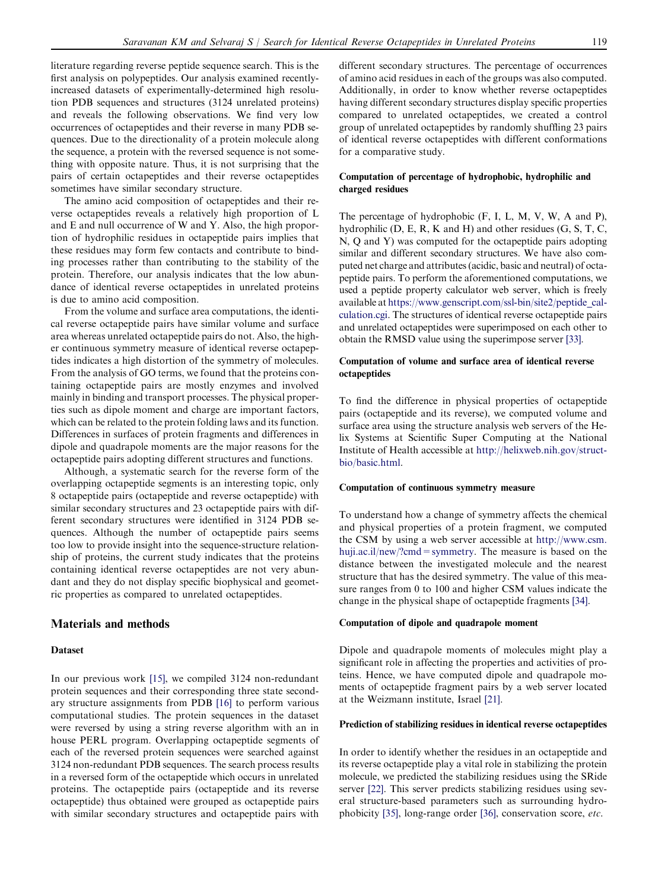literature regarding reverse peptide sequence search. This is the first analysis on polypeptides. Our analysis examined recently-increased datasets of experimentally-determined high resolution PDB sequences and structures (3124 unrelated proteins) and reveals the following observations. We find very low occurrences of octapeptides and their reverse in many PDB sequences. Due to the directionality of a protein molecule along the sequence, a protein with the reversed sequence is not something with opposite nature. Thus, it is not surprising that the pairs of certain octapeptides and their reverse octapeptides sometimes have similar secondary structure.

The amino acid composition of octapeptides and their reverse octapeptides reveals a relatively high proportion of L and E and null occurrence of W and Y. Also, the high proportion of hydrophilic residues in octapeptide pairs implies that these residues may form few contacts and contribute to binding processes rather than contributing to the stability of the protein. Therefore, our analysis indicates that the low abundance of identical reverse octapeptides in unrelated proteins is due to amino acid composition.

From the volume and surface area computations, the identical reverse octapeptide pairs have similar volume and surface area whereas unrelated octapeptide pairs do not. Also, the higher continuous symmetry measure of identical reverse octapeptides indicates a high distortion of the symmetry of molecules. From the analysis of GO terms, we found that the proteins containing octapeptide pairs are mostly enzymes and involved mainly in binding and transport processes. The physical properties such as dipole moment and charge are important factors, which can be related to the protein folding laws and its function. Differences in surfaces of protein fragments and differences in dipole and quadrapole moments are the major reasons for the octapeptide pairs adopting different structures and functions.

Although, a systematic search for the reverse form of the overlapping octapeptide segments is an interesting topic, only 8 octapeptide pairs (octapeptide and reverse octapeptide) with similar secondary structures and 23 octapeptide pairs with different secondary structures were identified in 3124 PDB sequences. Although the number of octapeptide pairs seems too low to provide insight into the sequence-structure relationship of proteins, the current study indicates that the proteins containing identical reverse octapeptides are not very abundant and they do not display specific biophysical and geometric properties as compared to unrelated octapeptides.

## Materials and methods

### Dataset

In our previous work [15], we compiled 3124 non-redundant protein sequences and their corresponding three state secondary structure assignments from PDB [16] to perform various computational studies. The protein sequences in the dataset were reversed by using a string reverse algorithm with an in house PERL program. Overlapping octapeptide segments of each of the reversed protein sequences were searched against 3124 non-redundant PDB sequences. The search process results in a reversed form of the octapeptide which occurs in unrelated proteins. The octapeptide pairs (octapeptide and its reverse octapeptide) thus obtained were grouped as octapeptide pairs with similar secondary structures and octapeptide pairs with different secondary structures. The percentage of occurrences of amino acid residues in each of the groups was also computed. Additionally, in order to know whether reverse octapeptides having different secondary structures display specific properties compared to unrelated octapeptides, we created a control group of unrelated octapeptides by randomly shuffling 23 pairs of identical reverse octapeptides with different conformations for a comparative study.

### Computation of percentage of hydrophobic, hydrophilic and charged residues

The percentage of hydrophobic (F, I, L, M, V, W, A and P), hydrophilic (D, E, R, K and H) and other residues (G, S, T, C, N, Q and Y) was computed for the octapeptide pairs adopting similar and different secondary structures. We have also computed net charge and attributes (acidic, basic and neutral) of octapeptide pairs. To perform the aforementioned computations, we used a peptide property calculator web server, which is freely available at https://www.genscript.com/ssl-bin/site2/peptide_calculation.cgi. The structures of identical reverse octapeptide pairs and unrelated octapeptides were superimposed on each other to obtain the RMSD value using the superimpose server [33].

### Computation of volume and surface area of identical reverse octapeptides

To find the difference in physical properties of octapeptide pairs (octapeptide and its reverse), we computed volume and surface area using the structure analysis web servers of the Helix Systems at Scientific Super Computing at the National Institute of Health accessible at http://helixweb.nih.gov/structbio/basic.html.

### Computation of continuous symmetry measure

To understand how a change of symmetry affects the chemical and physical properties of a protein fragment, we computed the CSM by using a web server accessible at http://www.csm.huji.ac.il/new/?cmd=symmetry. The measure is based on the distance between the investigated molecule and the nearest structure that has the desired symmetry. The value of this measure ranges from 0 to 100 and higher CSM values indicate the change in the physical shape of octapeptide fragments [34].

### Computation of dipole and quadrapole moment

Dipole and quadrapole moments of molecules might play a significant role in affecting the properties and activities of proteins. Hence, we have computed dipole and quadrapole moments of octapeptide fragment pairs by a web server located at the Weizmann institute, Israel [21].

### Prediction of stabilizing residues in identical reverse octapeptides

In order to identify whether the residues in an octapeptide and its reverse octapeptide play a vital role in stabilizing the protein molecule, we predicted the stabilizing residues using the SRide server [22]. This server predicts stabilizing residues using several structure-based parameters such as surrounding hydrophobicity [35], long-range order [36], conservation score, *etc.*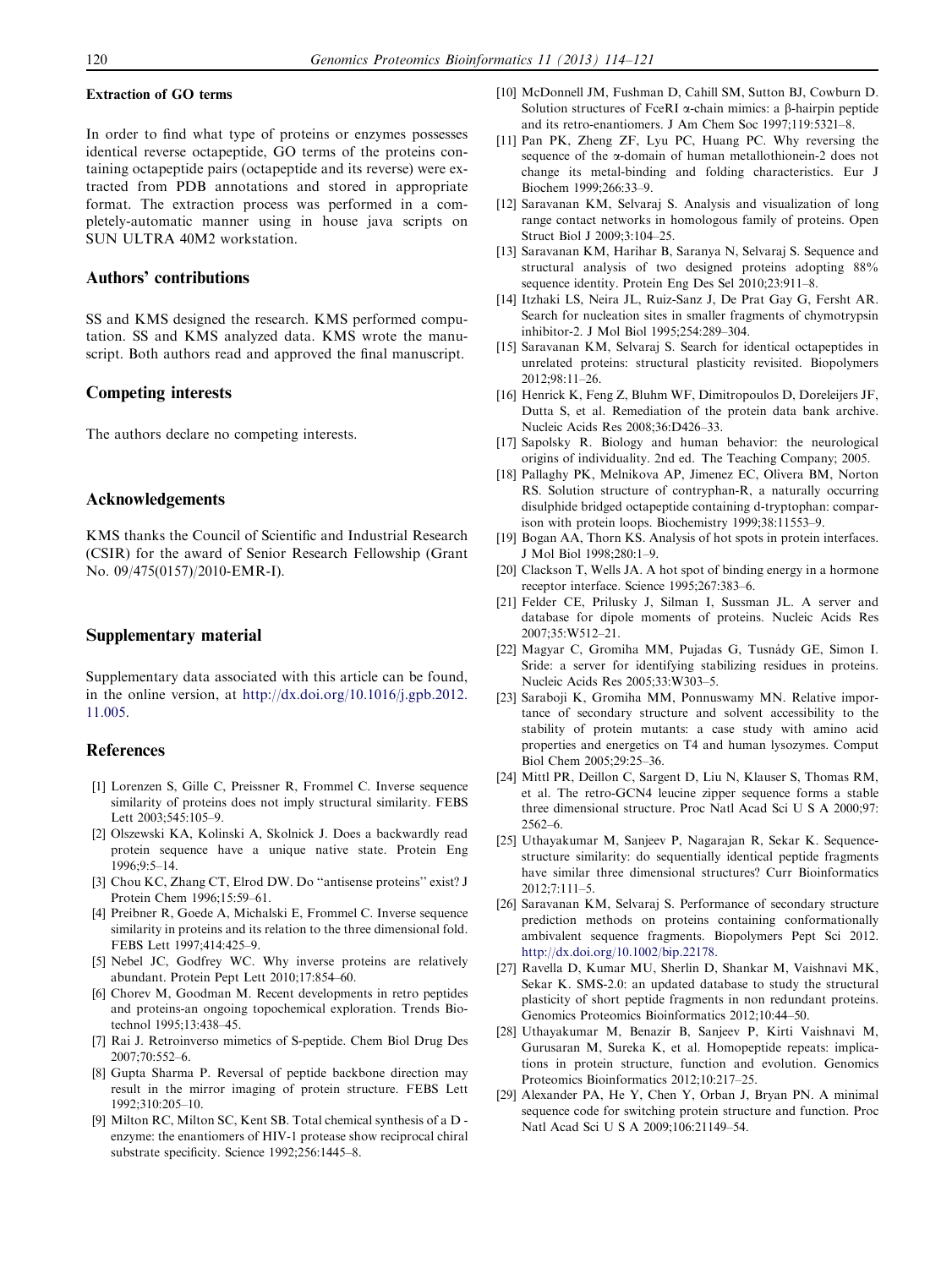### Extraction of GO terms

In order to find what type of proteins or enzymes possesses identical reverse octapeptide, GO terms of the proteins containing octapeptide pairs (octapeptide and its reverse) were extracted from PDB annotations and stored in appropriate format. The extraction process was performed in a completely-automatic manner using in house java scripts on SUN ULTRA 40M2 workstation.

## Authors' contributions

SS and KMS designed the research. KMS performed computation. SS and KMS analyzed data. KMS wrote the manuscript. Both authors read and approved the final manuscript.

## Competing interests

The authors declare no competing interests.

## Acknowledgements

KMS thanks the Council of Scientific and Industrial Research (CSIR) for the award of Senior Research Fellowship (Grant No. 09/475(0157)/2010-EMR-I).

## Supplementary material

Supplementary data associated with this article can be found, in the online version, at http://dx.doi.org/10.1016/j.gpb.2012.11.005.

## References

[1] Lorenzen S, Gille C, Preissner R, Frommel C. Inverse sequence similarity of proteins does not imply structural similarity. FEBS Lett 2003;545:105–9.

[2] Olszewski KA, Kolinski A, Skolnick J. Does a backwardly read protein sequence have a unique native state. Protein Eng 1996;9:5–14.

[3] Chou KC, Zhang CT, Elrod DW. Do "antisense proteins" exist? J Protein Chem 1996;15:59–61.

[4] Preibner R, Goede A, Michalski E, Frommel C. Inverse sequence similarity in proteins and its relation to the three dimensional fold. FEBS Lett 1997;414:425–9.

[5] Nebel JC, Godfrey WC. Why inverse proteins are relatively abundant. Protein Pept Lett 2010;17:854–60.

[6] Chorev M, Goodman M. Recent developments in retro peptides and proteins-an ongoing topochemical exploration. Trends Biotechnol 1995;13:438–45.

[7] Rai J. Retroinverso mimetics of S-peptide. Chem Biol Drug Des 2007;70:552–6.

[8] Gupta Sharma P. Reversal of peptide backbone direction may result in the mirror imaging of protein structure. FEBS Lett 1992;310:205–10.

[9] Milton RC, Milton SC, Kent SB. Total chemical synthesis of a D - enzyme: the enantiomers of HIV-1 protease show reciprocal chiral substrate specificity. Science 1992;256:1445–8.

[10] McDonnell JM, Fushman D, Cahill SM, Sutton BJ, Cowburn D. Solution structures of FceRI α-chain mimics: a β-hairpin peptide and its retro-enantiomers. J Am Chem Soc 1997;119:5321–8.

[11] Pan PK, Zheng ZF, Lyu PC, Huang PC. Why reversing the sequence of the α-domain of human metallothionein-2 does not change its metal-binding and folding characteristics. Eur J Biochem 1999;266:33–9.

[12] Saravanan KM, Selvaraj S. Analysis and visualization of long range contact networks in homologous family of proteins. Open Struct Biol J 2009;3:104–25.

[13] Saravanan KM, Harihar B, Saranya N, Selvaraj S. Sequence and structural analysis of two designed proteins adopting 88% sequence identity. Protein Eng Des Sel 2010;23:911–8.

[14] Itzhaki LS, Neira JL, Ruiz-Sanz J, De Prat Gay G, Fersht AR. Search for nucleation sites in smaller fragments of chymotrypsin inhibitor-2. J Mol Biol 1995;254:289–304.

[15] Saravanan KM, Selvaraj S. Search for identical octapeptides in unrelated proteins: structural plasticity revisited. Biopolymers 2012;98:11–26.

[16] Henrick K, Feng Z, Bluhm WF, Dimitropoulos D, Doreleijers JF, Dutta S, et al. Remediation of the protein data bank archive. Nucleic Acids Res 2008;36:D426–33.

[17] Sapolsky R. Biology and human behavior: the neurological origins of individuality. 2nd ed. The Teaching Company; 2005.

[18] Pallaghy PK, Melnikova AP, Jimenez EC, Olivera BM, Norton RS. Solution structure of contryphan-R, a naturally occurring disulphide bridged octapeptide containing d-tryptophan: comparison with protein loops. Biochemistry 1999;38:11553–9.

[19] Bogan AA, Thorn KS. Analysis of hot spots in protein interfaces. J Mol Biol 1998;280:1–9.

[20] Clackson T, Wells JA. A hot spot of binding energy in a hormone receptor interface. Science 1995;267:383–6.

[21] Felder CE, Prilusky J, Silman I, Sussman JL. A server and database for dipole moments of proteins. Nucleic Acids Res 2007;35:W512–21.

[22] Magyar C, Gromiha MM, Pujadas G, Tusnády GE, Simon I. Sride: a server for identifying stabilizing residues in proteins. Nucleic Acids Res 2005;33:W303–5.

[23] Saraboji K, Gromiha MM, Ponnuswamy MN. Relative importance of secondary structure and solvent accessibility to the stability of protein mutants: a case study with amino acid properties and energetics on T4 and human lysozymes. Comput Biol Chem 2005;29:25–36.

[24] Mittl PR, Deillon C, Sargent D, Liu N, Klauser S, Thomas RM, et al. The retro-GCN4 leucine zipper sequence forms a stable three dimensional structure. Proc Natl Acad Sci U S A 2000;97:2562–6.

[25] Uthayakumar M, Sanjeev P, Nagarajan R, Sekar K. Sequence-structure similarity: do sequentially identical peptide fragments have similar three dimensional structures? Curr Bioinformatics 2012;7:111–5.

[26] Saravanan KM, Selvaraj S. Performance of secondary structure prediction methods on proteins containing conformationally ambivalent sequence fragments. Biopolymers Pept Sci 2012. http://dx.doi.org/10.1002/bip.22178.

[27] Ravella D, Kumar MU, Sherlin D, Shankar M, Vaishnavi MK, Sekar K. SMS-2.0: an updated database to study the structural plasticity of short peptide fragments in non redundant proteins. Genomics Proteomics Bioinformatics 2012;10:44–50.

[28] Uthayakumar M, Benazir B, Sanjeev P, Kirti Vaishnavi M, Gurusaran M, Sureka K, et al. Homopeptide repeats: implications in protein structure, function and evolution. Genomics Proteomics Bioinformatics 2012;10:217–25.

[29] Alexander PA, He Y, Chen Y, Orban J, Bryan PN. A minimal sequence code for switching protein structure and function. Proc Natl Acad Sci U S A 2009;106:21149–54.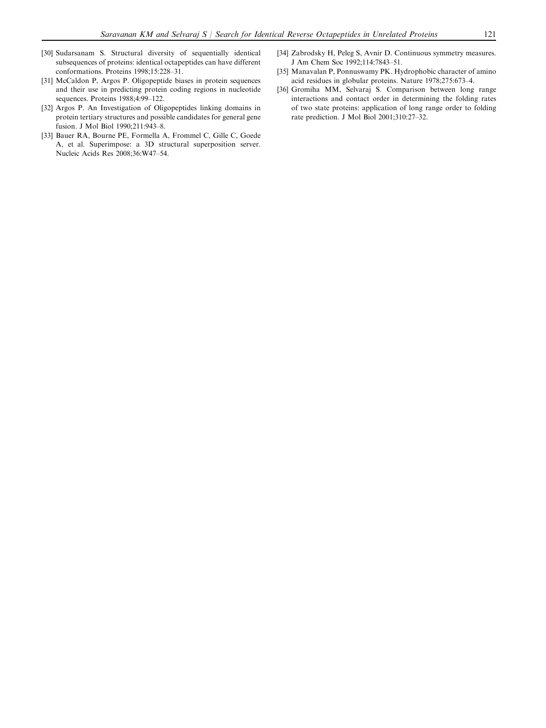[30] Sudarsanam S. Structural diversity of sequentially identical subsequences of proteins: identical octapeptides can have different conformations. Proteins 1998;15:228–31.

[31] McCaldon P, Argos P. Oligopeptide biases in protein sequences and their use in predicting protein coding regions in nucleotide sequences. Proteins 1988;4:99–122.

[32] Argos P. An Investigation of Oligopeptides linking domains in protein tertiary structures and possible candidates for general gene fusion. J Mol Biol 1990;211:943–8.

[33] Bauer RA, Bourne PE, Formella A, Frommel C, Gille C, Goede A, et al. Superimpose: a 3D structural superposition server. Nucleic Acids Res 2008;36:W47–54.

[34] Zabrodsky H, Peleg S, Avnir D. Continuous symmetry measures. J Am Chem Soc 1992;114:7843–51.

[35] Manavalan P, Ponnuswamy PK. Hydrophobic character of amino acid residues in globular proteins. Nature 1978;275:673–4.

[36] Gromiha MM, Selvaraj S. Comparison between long range interactions and contact order in determining the folding rates of two state proteins: application of long range order to folding rate prediction. J Mol Biol 2001;310:27–32.